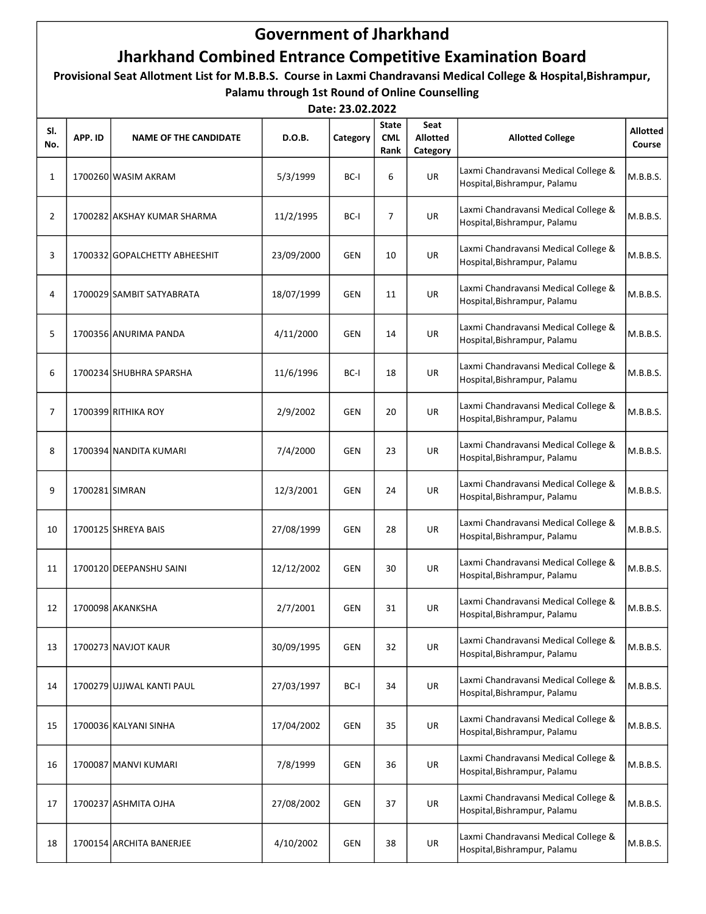# Government of Jharkhand

# Jharkhand Combined Entrance Competitive Examination Board

### Provisional Seat Allotment List for M.B.B.S. Course in Laxmi Chandravansi Medical College & Hospital,Bishrampur, Palamu through 1st Round of Online Counselling

### Date: 23.02.2022

| Sl. No. | APP. ID | NAME OF THE CANDIDATE | D.O.B. | Category | State CML Rank | Seat Allotted Category | Allotted College | Allotted Course |
|---|---|---|---|---|---|---|---|---|
| 1 | 1700260 | WASIM AKRAM | 5/3/1999 | BC-I | 6 | UR | Laxmi Chandravansi Medical College & Hospital,Bishrampur, Palamu | M.B.B.S. |
| 2 | 1700282 | AKSHAY KUMAR SHARMA | 11/2/1995 | BC-I | 7 | UR | Laxmi Chandravansi Medical College & Hospital,Bishrampur, Palamu | M.B.B.S. |
| 3 | 1700332 | GOPALCHETTY ABHEESHIT | 23/09/2000 | GEN | 10 | UR | Laxmi Chandravansi Medical College & Hospital,Bishrampur, Palamu | M.B.B.S. |
| 4 | 1700029 | SAMBIT SATYABRATA | 18/07/1999 | GEN | 11 | UR | Laxmi Chandravansi Medical College & Hospital,Bishrampur, Palamu | M.B.B.S. |
| 5 | 1700356 | ANURIMA PANDA | 4/11/2000 | GEN | 14 | UR | Laxmi Chandravansi Medical College & Hospital,Bishrampur, Palamu | M.B.B.S. |
| 6 | 1700234 | SHUBHRA SPARSHA | 11/6/1996 | BC-I | 18 | UR | Laxmi Chandravansi Medical College & Hospital,Bishrampur, Palamu | M.B.B.S. |
| 7 | 1700399 | RITHIKA ROY | 2/9/2002 | GEN | 20 | UR | Laxmi Chandravansi Medical College & Hospital,Bishrampur, Palamu | M.B.B.S. |
| 8 | 1700394 | NANDITA KUMARI | 7/4/2000 | GEN | 23 | UR | Laxmi Chandravansi Medical College & Hospital,Bishrampur, Palamu | M.B.B.S. |
| 9 | 1700281 | SIMRAN | 12/3/2001 | GEN | 24 | UR | Laxmi Chandravansi Medical College & Hospital,Bishrampur, Palamu | M.B.B.S. |
| 10 | 1700125 | SHREYA BAIS | 27/08/1999 | GEN | 28 | UR | Laxmi Chandravansi Medical College & Hospital,Bishrampur, Palamu | M.B.B.S. |
| 11 | 1700120 | DEEPANSHU SAINI | 12/12/2002 | GEN | 30 | UR | Laxmi Chandravansi Medical College & Hospital,Bishrampur, Palamu | M.B.B.S. |
| 12 | 1700098 | AKANKSHA | 2/7/2001 | GEN | 31 | UR | Laxmi Chandravansi Medical College & Hospital,Bishrampur, Palamu | M.B.B.S. |
| 13 | 1700273 | NAVJOT KAUR | 30/09/1995 | GEN | 32 | UR | Laxmi Chandravansi Medical College & Hospital,Bishrampur, Palamu | M.B.B.S. |
| 14 | 1700279 | UJJWAL KANTI PAUL | 27/03/1997 | BC-I | 34 | UR | Laxmi Chandravansi Medical College & Hospital,Bishrampur, Palamu | M.B.B.S. |
| 15 | 1700036 | KALYANI SINHA | 17/04/2002 | GEN | 35 | UR | Laxmi Chandravansi Medical College & Hospital,Bishrampur, Palamu | M.B.B.S. |
| 16 | 1700087 | MANVI KUMARI | 7/8/1999 | GEN | 36 | UR | Laxmi Chandravansi Medical College & Hospital,Bishrampur, Palamu | M.B.B.S. |
| 17 | 1700237 | ASHMITA OJHA | 27/08/2002 | GEN | 37 | UR | Laxmi Chandravansi Medical College & Hospital,Bishrampur, Palamu | M.B.B.S. |
| 18 | 1700154 | ARCHITA BANERJEE | 4/10/2002 | GEN | 38 | UR | Laxmi Chandravansi Medical College & Hospital,Bishrampur, Palamu | M.B.B.S. |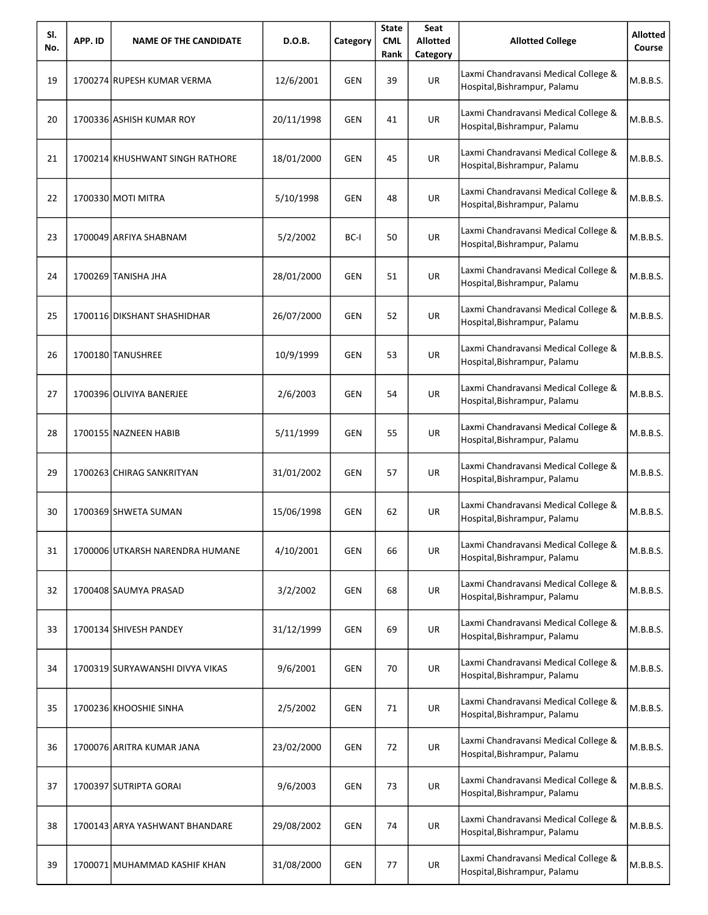| Sl. No. | APP. ID | NAME OF THE CANDIDATE | D.O.B. | Category | State CML Rank | Seat Allotted Category | Allotted College | Allotted Course |
|---|---|---|---|---|---|---|---|---|
| 19 | 1700274 | RUPESH KUMAR VERMA | 12/6/2001 | GEN | 39 | UR | Laxmi Chandravansi Medical College & Hospital,Bishrampur, Palamu | M.B.B.S. |
| 20 | 1700336 | ASHISH KUMAR ROY | 20/11/1998 | GEN | 41 | UR | Laxmi Chandravansi Medical College & Hospital,Bishrampur, Palamu | M.B.B.S. |
| 21 | 1700214 | KHUSHWANT SINGH RATHORE | 18/01/2000 | GEN | 45 | UR | Laxmi Chandravansi Medical College & Hospital,Bishrampur, Palamu | M.B.B.S. |
| 22 | 1700330 | MOTI MITRA | 5/10/1998 | GEN | 48 | UR | Laxmi Chandravansi Medical College & Hospital,Bishrampur, Palamu | M.B.B.S. |
| 23 | 1700049 | ARFIYA SHABNAM | 5/2/2002 | BC-I | 50 | UR | Laxmi Chandravansi Medical College & Hospital,Bishrampur, Palamu | M.B.B.S. |
| 24 | 1700269 | TANISHA JHA | 28/01/2000 | GEN | 51 | UR | Laxmi Chandravansi Medical College & Hospital,Bishrampur, Palamu | M.B.B.S. |
| 25 | 1700116 | DIKSHANT SHASHIDHAR | 26/07/2000 | GEN | 52 | UR | Laxmi Chandravansi Medical College & Hospital,Bishrampur, Palamu | M.B.B.S. |
| 26 | 1700180 | TANUSHREE | 10/9/1999 | GEN | 53 | UR | Laxmi Chandravansi Medical College & Hospital,Bishrampur, Palamu | M.B.B.S. |
| 27 | 1700396 | OLIVIYA BANERJEE | 2/6/2003 | GEN | 54 | UR | Laxmi Chandravansi Medical College & Hospital,Bishrampur, Palamu | M.B.B.S. |
| 28 | 1700155 | NAZNEEN HABIB | 5/11/1999 | GEN | 55 | UR | Laxmi Chandravansi Medical College & Hospital,Bishrampur, Palamu | M.B.B.S. |
| 29 | 1700263 | CHIRAG SANKRITYAN | 31/01/2002 | GEN | 57 | UR | Laxmi Chandravansi Medical College & Hospital,Bishrampur, Palamu | M.B.B.S. |
| 30 | 1700369 | SHWETA SUMAN | 15/06/1998 | GEN | 62 | UR | Laxmi Chandravansi Medical College & Hospital,Bishrampur, Palamu | M.B.B.S. |
| 31 | 1700006 | UTKARSH NARENDRA HUMANE | 4/10/2001 | GEN | 66 | UR | Laxmi Chandravansi Medical College & Hospital,Bishrampur, Palamu | M.B.B.S. |
| 32 | 1700408 | SAUMYA PRASAD | 3/2/2002 | GEN | 68 | UR | Laxmi Chandravansi Medical College & Hospital,Bishrampur, Palamu | M.B.B.S. |
| 33 | 1700134 | SHIVESH PANDEY | 31/12/1999 | GEN | 69 | UR | Laxmi Chandravansi Medical College & Hospital,Bishrampur, Palamu | M.B.B.S. |
| 34 | 1700319 | SURYAWANSHI DIVYA VIKAS | 9/6/2001 | GEN | 70 | UR | Laxmi Chandravansi Medical College & Hospital,Bishrampur, Palamu | M.B.B.S. |
| 35 | 1700236 | KHOOSHIE SINHA | 2/5/2002 | GEN | 71 | UR | Laxmi Chandravansi Medical College & Hospital,Bishrampur, Palamu | M.B.B.S. |
| 36 | 1700076 | ARITRA KUMAR JANA | 23/02/2000 | GEN | 72 | UR | Laxmi Chandravansi Medical College & Hospital,Bishrampur, Palamu | M.B.B.S. |
| 37 | 1700397 | SUTRIPTA GORAI | 9/6/2003 | GEN | 73 | UR | Laxmi Chandravansi Medical College & Hospital,Bishrampur, Palamu | M.B.B.S. |
| 38 | 1700143 | ARYA YASHWANT BHANDARE | 29/08/2002 | GEN | 74 | UR | Laxmi Chandravansi Medical College & Hospital,Bishrampur, Palamu | M.B.B.S. |
| 39 | 1700071 | MUHAMMAD KASHIF KHAN | 31/08/2000 | GEN | 77 | UR | Laxmi Chandravansi Medical College & Hospital,Bishrampur, Palamu | M.B.B.S. |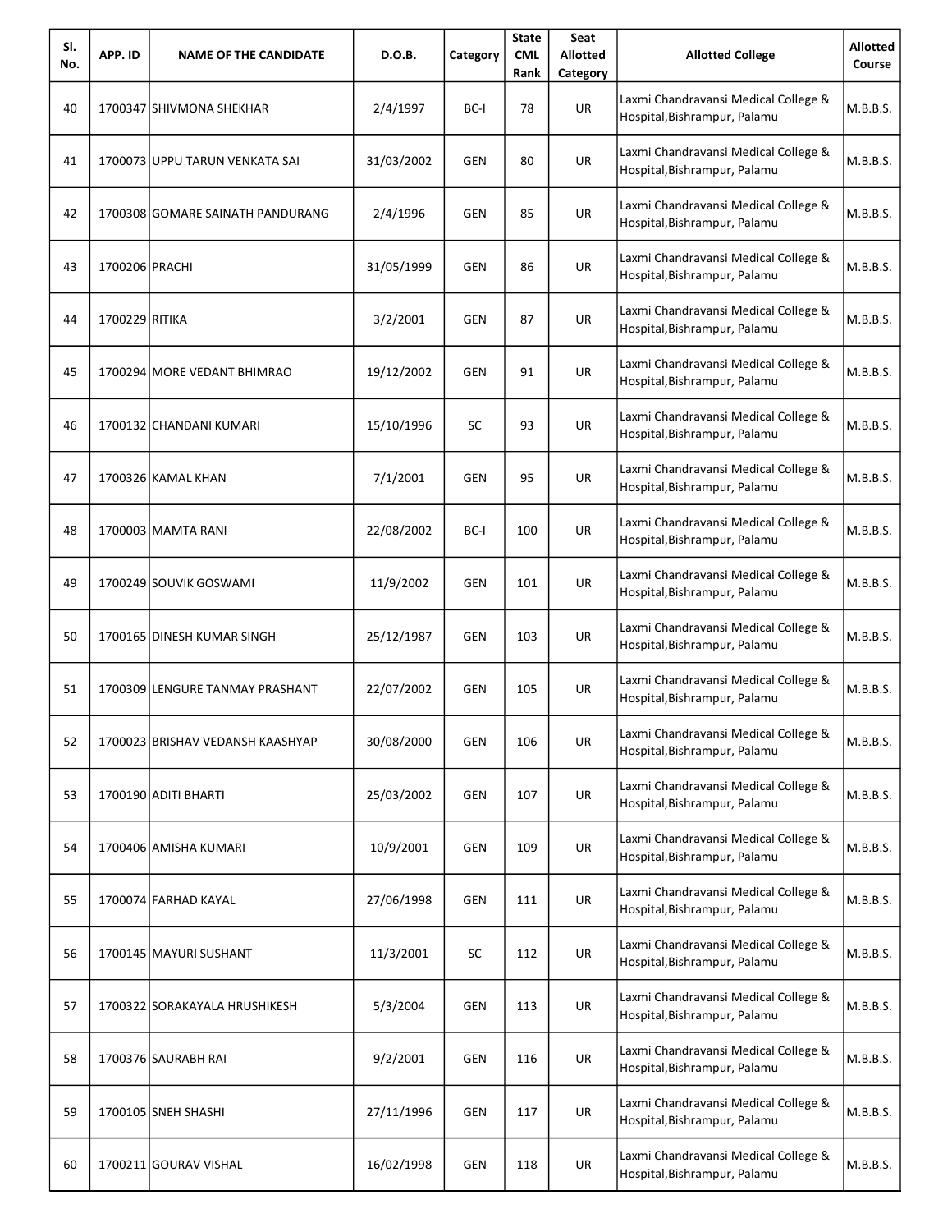| Sl. No. | APP. ID | NAME OF THE CANDIDATE | D.O.B. | Category | State CML Rank | Seat Allotted Category | Allotted College | Allotted Course |
|---|---|---|---|---|---|---|---|---|
| 40 | 1700347 | SHIVMONA SHEKHAR | 2/4/1997 | BC-I | 78 | UR | Laxmi Chandravansi Medical College & Hospital,Bishrampur, Palamu | M.B.B.S. |
| 41 | 1700073 | UPPU TARUN VENKATA SAI | 31/03/2002 | GEN | 80 | UR | Laxmi Chandravansi Medical College & Hospital,Bishrampur, Palamu | M.B.B.S. |
| 42 | 1700308 | GOMARE SAINATH PANDURANG | 2/4/1996 | GEN | 85 | UR | Laxmi Chandravansi Medical College & Hospital,Bishrampur, Palamu | M.B.B.S. |
| 43 | 1700206 | PRACHI | 31/05/1999 | GEN | 86 | UR | Laxmi Chandravansi Medical College & Hospital,Bishrampur, Palamu | M.B.B.S. |
| 44 | 1700229 | RITIKA | 3/2/2001 | GEN | 87 | UR | Laxmi Chandravansi Medical College & Hospital,Bishrampur, Palamu | M.B.B.S. |
| 45 | 1700294 | MORE VEDANT BHIMRAO | 19/12/2002 | GEN | 91 | UR | Laxmi Chandravansi Medical College & Hospital,Bishrampur, Palamu | M.B.B.S. |
| 46 | 1700132 | CHANDANI KUMARI | 15/10/1996 | SC | 93 | UR | Laxmi Chandravansi Medical College & Hospital,Bishrampur, Palamu | M.B.B.S. |
| 47 | 1700326 | KAMAL KHAN | 7/1/2001 | GEN | 95 | UR | Laxmi Chandravansi Medical College & Hospital,Bishrampur, Palamu | M.B.B.S. |
| 48 | 1700003 | MAMTA RANI | 22/08/2002 | BC-I | 100 | UR | Laxmi Chandravansi Medical College & Hospital,Bishrampur, Palamu | M.B.B.S. |
| 49 | 1700249 | SOUVIK GOSWAMI | 11/9/2002 | GEN | 101 | UR | Laxmi Chandravansi Medical College & Hospital,Bishrampur, Palamu | M.B.B.S. |
| 50 | 1700165 | DINESH KUMAR SINGH | 25/12/1987 | GEN | 103 | UR | Laxmi Chandravansi Medical College & Hospital,Bishrampur, Palamu | M.B.B.S. |
| 51 | 1700309 | LENGURE TANMAY PRASHANT | 22/07/2002 | GEN | 105 | UR | Laxmi Chandravansi Medical College & Hospital,Bishrampur, Palamu | M.B.B.S. |
| 52 | 1700023 | BRISHAV VEDANSH KAASHYAP | 30/08/2000 | GEN | 106 | UR | Laxmi Chandravansi Medical College & Hospital,Bishrampur, Palamu | M.B.B.S. |
| 53 | 1700190 | ADITI BHARTI | 25/03/2002 | GEN | 107 | UR | Laxmi Chandravansi Medical College & Hospital,Bishrampur, Palamu | M.B.B.S. |
| 54 | 1700406 | AMISHA KUMARI | 10/9/2001 | GEN | 109 | UR | Laxmi Chandravansi Medical College & Hospital,Bishrampur, Palamu | M.B.B.S. |
| 55 | 1700074 | FARHAD KAYAL | 27/06/1998 | GEN | 111 | UR | Laxmi Chandravansi Medical College & Hospital,Bishrampur, Palamu | M.B.B.S. |
| 56 | 1700145 | MAYURI SUSHANT | 11/3/2001 | SC | 112 | UR | Laxmi Chandravansi Medical College & Hospital,Bishrampur, Palamu | M.B.B.S. |
| 57 | 1700322 | SORAKAYALA HRUSHIKESH | 5/3/2004 | GEN | 113 | UR | Laxmi Chandravansi Medical College & Hospital,Bishrampur, Palamu | M.B.B.S. |
| 58 | 1700376 | SAURABH RAI | 9/2/2001 | GEN | 116 | UR | Laxmi Chandravansi Medical College & Hospital,Bishrampur, Palamu | M.B.B.S. |
| 59 | 1700105 | SNEH SHASHI | 27/11/1996 | GEN | 117 | UR | Laxmi Chandravansi Medical College & Hospital,Bishrampur, Palamu | M.B.B.S. |
| 60 | 1700211 | GOURAV VISHAL | 16/02/1998 | GEN | 118 | UR | Laxmi Chandravansi Medical College & Hospital,Bishrampur, Palamu | M.B.B.S. |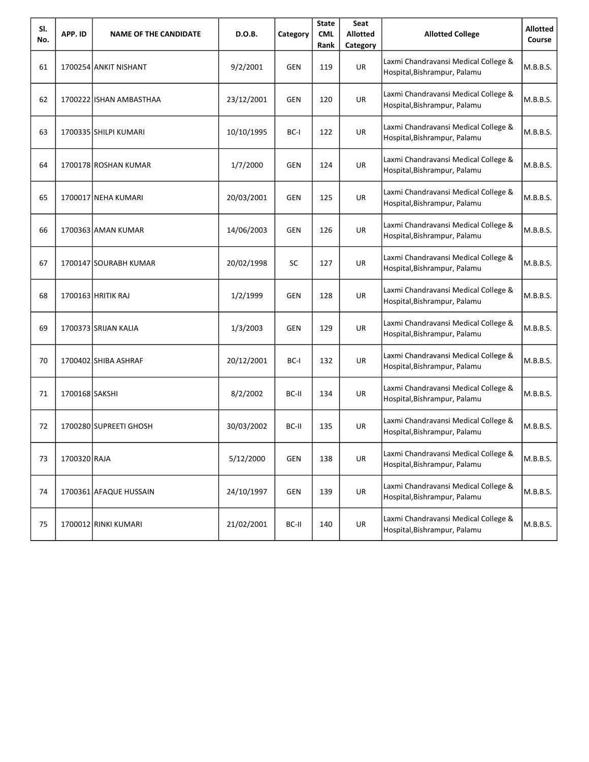| Sl. No. | APP. ID | NAME OF THE CANDIDATE | D.O.B. | Category | State CML Rank | Seat Allotted Category | Allotted College | Allotted Course |
|---|---|---|---|---|---|---|---|---|
| 61 | 1700254 | ANKIT NISHANT | 9/2/2001 | GEN | 119 | UR | Laxmi Chandravansi Medical College & Hospital,Bishrampur, Palamu | M.B.B.S. |
| 62 | 1700222 | ISHAN AMBASTHAA | 23/12/2001 | GEN | 120 | UR | Laxmi Chandravansi Medical College & Hospital,Bishrampur, Palamu | M.B.B.S. |
| 63 | 1700335 | SHILPI KUMARI | 10/10/1995 | BC-I | 122 | UR | Laxmi Chandravansi Medical College & Hospital,Bishrampur, Palamu | M.B.B.S. |
| 64 | 1700178 | ROSHAN KUMAR | 1/7/2000 | GEN | 124 | UR | Laxmi Chandravansi Medical College & Hospital,Bishrampur, Palamu | M.B.B.S. |
| 65 | 1700017 | NEHA KUMARI | 20/03/2001 | GEN | 125 | UR | Laxmi Chandravansi Medical College & Hospital,Bishrampur, Palamu | M.B.B.S. |
| 66 | 1700363 | AMAN KUMAR | 14/06/2003 | GEN | 126 | UR | Laxmi Chandravansi Medical College & Hospital,Bishrampur, Palamu | M.B.B.S. |
| 67 | 1700147 | SOURABH KUMAR | 20/02/1998 | SC | 127 | UR | Laxmi Chandravansi Medical College & Hospital,Bishrampur, Palamu | M.B.B.S. |
| 68 | 1700163 | HRITIK RAJ | 1/2/1999 | GEN | 128 | UR | Laxmi Chandravansi Medical College & Hospital,Bishrampur, Palamu | M.B.B.S. |
| 69 | 1700373 | SRIJAN KALIA | 1/3/2003 | GEN | 129 | UR | Laxmi Chandravansi Medical College & Hospital,Bishrampur, Palamu | M.B.B.S. |
| 70 | 1700402 | SHIBA ASHRAF | 20/12/2001 | BC-I | 132 | UR | Laxmi Chandravansi Medical College & Hospital,Bishrampur, Palamu | M.B.B.S. |
| 71 | 1700168 | SAKSHI | 8/2/2002 | BC-II | 134 | UR | Laxmi Chandravansi Medical College & Hospital,Bishrampur, Palamu | M.B.B.S. |
| 72 | 1700280 | SUPREETI GHOSH | 30/03/2002 | BC-II | 135 | UR | Laxmi Chandravansi Medical College & Hospital,Bishrampur, Palamu | M.B.B.S. |
| 73 | 1700320 | RAJA | 5/12/2000 | GEN | 138 | UR | Laxmi Chandravansi Medical College & Hospital,Bishrampur, Palamu | M.B.B.S. |
| 74 | 1700361 | AFAQUE HUSSAIN | 24/10/1997 | GEN | 139 | UR | Laxmi Chandravansi Medical College & Hospital,Bishrampur, Palamu | M.B.B.S. |
| 75 | 1700012 | RINKI KUMARI | 21/02/2001 | BC-II | 140 | UR | Laxmi Chandravansi Medical College & Hospital,Bishrampur, Palamu | M.B.B.S. |